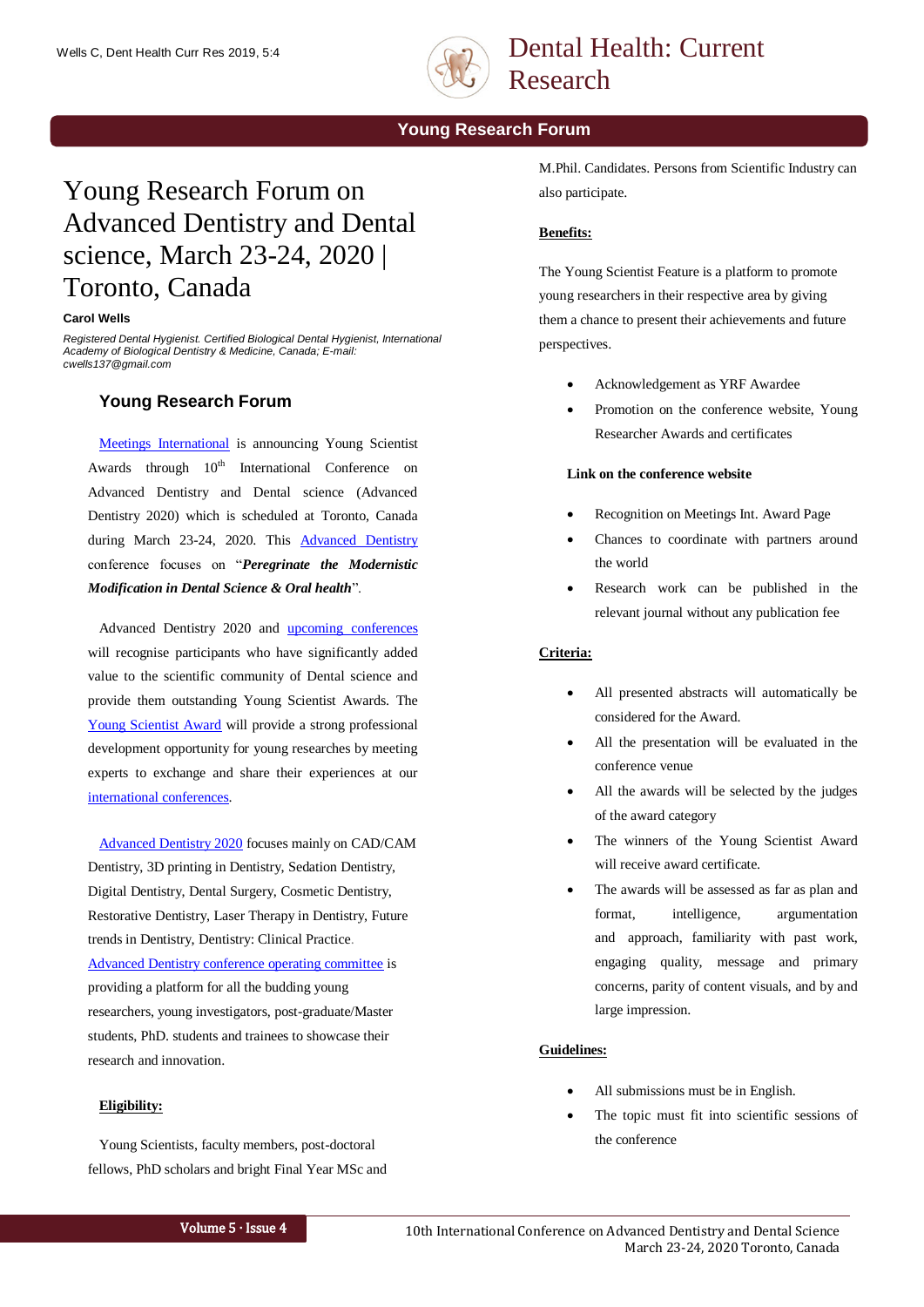## Young Research Forum

# Young Research Forum on Advanced Dentistry and Dental science, March 23-24, 2020 | Toronto, Canada

**Carol Wells**

*Registered Dental Hygienist. Certified Biological Dental Hygienist, International Academy of Biological Dentistry & Medicine, Canada; E-mail: cwells137@gmail.com*

### Young Research Forum

Meetings International is announcing Young Scientist Awards through 10th International Conference on Advanced Dentistry and Dental science (Advanced Dentistry 2020) which is scheduled at Toronto, Canada during March 23-24, 2020. This Advanced Dentistry conference focuses on "***Peregrinate the Modernistic Modification in Dental Science & Oral health***".

Advanced Dentistry 2020 and upcoming conferences will recognise participants who have significantly added value to the scientific community of Dental science and provide them outstanding Young Scientist Awards. The Young Scientist Award will provide a strong professional development opportunity for young researches by meeting experts to exchange and share their experiences at our international conferences.

Advanced Dentistry 2020 focuses mainly on CAD/CAM Dentistry, 3D printing in Dentistry, Sedation Dentistry, Digital Dentistry, Dental Surgery, Cosmetic Dentistry, Restorative Dentistry, Laser Therapy in Dentistry, Future trends in Dentistry, Dentistry: Clinical Practice. Advanced Dentistry conference operating committee is providing a platform for all the budding young researchers, young investigators, post-graduate/Master students, PhD. students and trainees to showcase their research and innovation.

**Eligibility:**

Young Scientists, faculty members, post-doctoral fellows, PhD scholars and bright Final Year MSc and M.Phil. Candidates. Persons from Scientific Industry can also participate.

**Benefits:**

The Young Scientist Feature is a platform to promote young researchers in their respective area by giving them a chance to present their achievements and future perspectives.

- Acknowledgement as YRF Awardee
- Promotion on the conference website, Young Researcher Awards and certificates

**Link on the conference website**

- Recognition on Meetings Int. Award Page
- Chances to coordinate with partners around the world
- Research work can be published in the relevant journal without any publication fee

**Criteria:**

- All presented abstracts will automatically be considered for the Award.
- All the presentation will be evaluated in the conference venue
- All the awards will be selected by the judges of the award category
- The winners of the Young Scientist Award will receive award certificate.
- The awards will be assessed as far as plan and format, intelligence, argumentation and approach, familiarity with past work, engaging quality, message and primary concerns, parity of content visuals, and by and large impression.

**Guidelines:**

- All submissions must be in English.
- The topic must fit into scientific sessions of the conference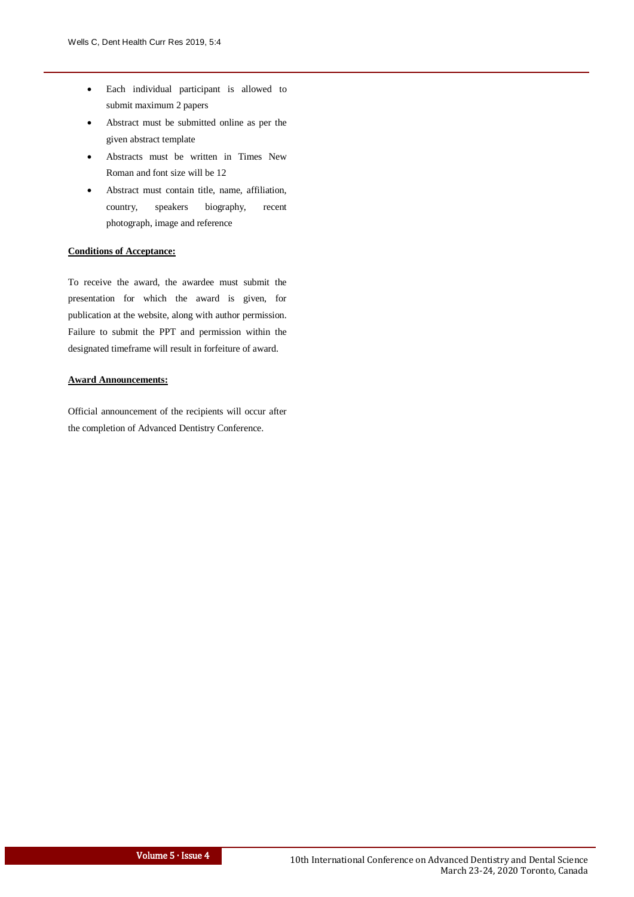- Each individual participant is allowed to submit maximum 2 papers
- Abstract must be submitted online as per the given abstract template
- Abstracts must be written in Times New Roman and font size will be 12
- Abstract must contain title, name, affiliation, country, speakers biography, recent photograph, image and reference

**Conditions of Acceptance:**

To receive the award, the awardee must submit the presentation for which the award is given, for publication at the website, along with author permission. Failure to submit the PPT and permission within the designated timeframe will result in forfeiture of award.

**Award Announcements:**

Official announcement of the recipients will occur after the completion of Advanced Dentistry Conference.